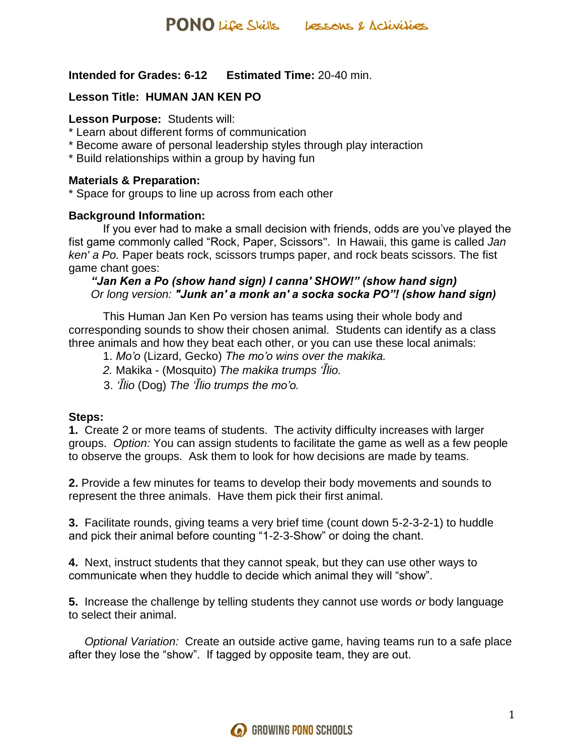**Intended for Grades: 6-12** **Estimated Time:** 20-40 min.

**Lesson Title: HUMAN JAN KEN PO**

**Lesson Purpose:** Students will:
* Learn about different forms of communication
* Become aware of personal leadership styles through play interaction
* Build relationships within a group by having fun

**Materials & Preparation:**
* Space for groups to line up across from each other

**Background Information:**

If you ever had to make a small decision with friends, odds are you've played the fist game commonly called "Rock, Paper, Scissors". In Hawaii, this game is called *Jan ken' a Po.* Paper beats rock, scissors trumps paper, and rock beats scissors. The fist game chant goes:

***"Jan Ken a Po (show hand sign) I canna' SHOW!" (show hand sign)***
*Or long version:* ***"Junk an' a monk an' a socka socka PO"! (show hand sign)***

This Human Jan Ken Po version has teams using their whole body and corresponding sounds to show their chosen animal. Students can identify as a class three animals and how they beat each other, or you can use these local animals:

1. *Mo'o* (Lizard, Gecko) *The mo'o wins over the makika.*
2. Makika - (Mosquito) *The makika trumps 'Īlio.*
3. *'Īlio* (Dog) *The 'Īlio trumps the mo'o.*

**Steps:**

**1.** Create 2 or more teams of students. The activity difficulty increases with larger groups. *Option:* You can assign students to facilitate the game as well as a few people to observe the groups. Ask them to look for how decisions are made by teams.

**2.** Provide a few minutes for teams to develop their body movements and sounds to represent the three animals. Have them pick their first animal.

**3.** Facilitate rounds, giving teams a very brief time (count down 5-2-3-2-1) to huddle and pick their animal before counting "1-2-3-Show" or doing the chant.

**4.** Next, instruct students that they cannot speak, but they can use other ways to communicate when they huddle to decide which animal they will "show".

**5.** Increase the challenge by telling students they cannot use words *or* body language to select their animal.

*Optional Variation:* Create an outside active game, having teams run to a safe place after they lose the "show". If tagged by opposite team, they are out.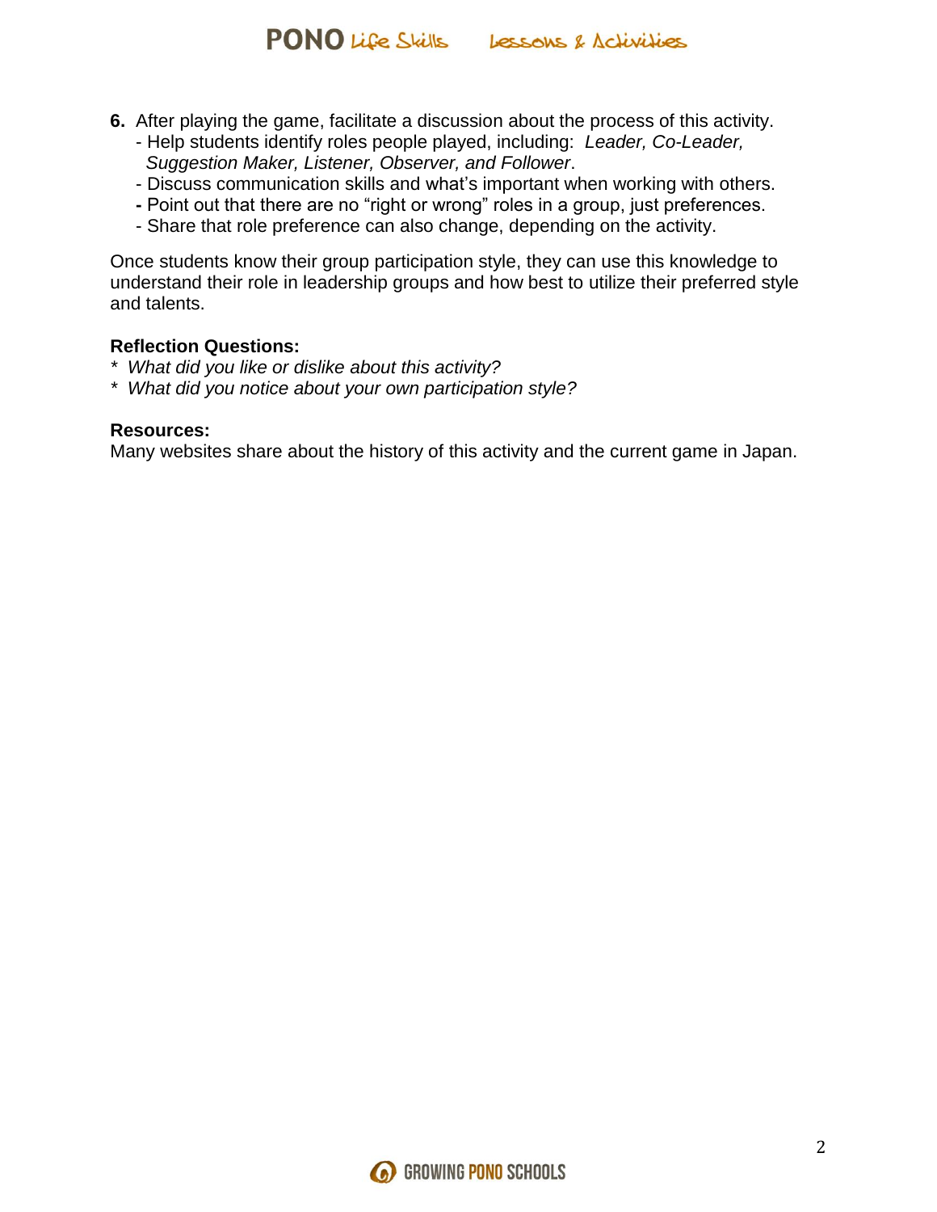6. After playing the game, facilitate a discussion about the process of this activity.
   - Help students identify roles people played, including: *Leader, Co-Leader, Suggestion Maker, Listener, Observer, and Follower*.
   - Discuss communication skills and what's important when working with others.
   - Point out that there are no "right or wrong" roles in a group, just preferences.
   - Share that role preference can also change, depending on the activity.

Once students know their group participation style, they can use this knowledge to understand their role in leadership groups and how best to utilize their preferred style and talents.

**Reflection Questions:**

\* *What did you like or dislike about this activity?*
\* *What did you notice about your own participation style?*

**Resources:**

Many websites share about the history of this activity and the current game in Japan.